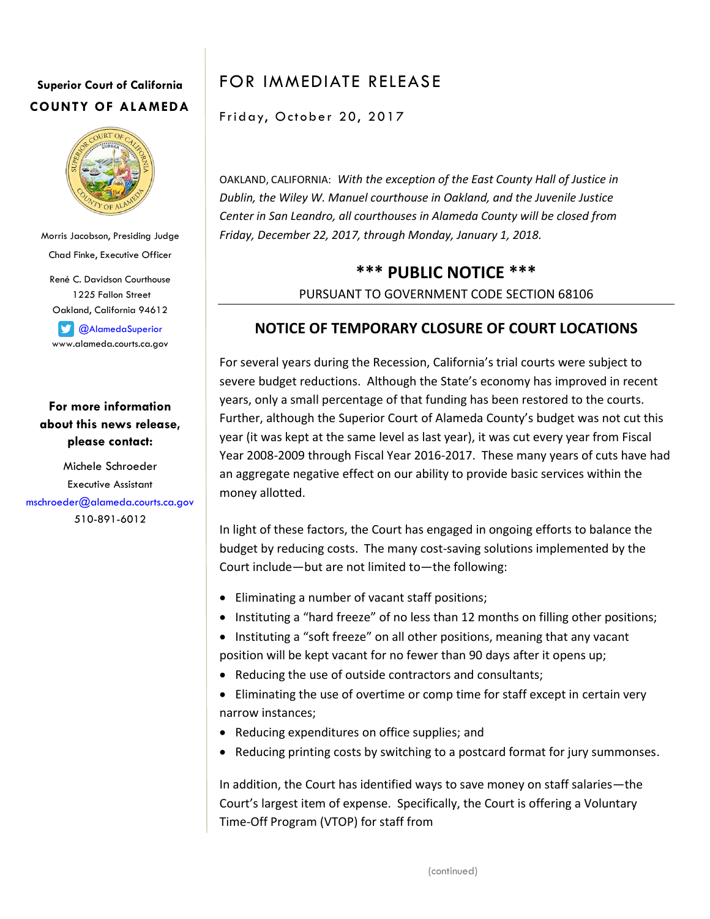**Superior Court of California**

**COUNTY OF ALAMEDA**

Morris Jacobson, Presiding Judge

Chad Finke, Executive Officer

René C. Davidson Courthouse
1225 Fallon Street
Oakland, California 94612

@AlamedaSuperior
www.alameda.courts.ca.gov

**For more information about this news release, please contact:**

Michele Schroeder
Executive Assistant
mschroeder@alameda.courts.ca.gov
510-891-6012

# FOR IMMEDIATE RELEASE

Friday, October 20, 2017

OAKLAND, CALIFORNIA: *With the exception of the East County Hall of Justice in Dublin, the Wiley W. Manuel courthouse in Oakland, and the Juvenile Justice Center in San Leandro, all courthouses in Alameda County will be closed from Friday, December 22, 2017, through Monday, January 1, 2018.*

## *** PUBLIC NOTICE ***

PURSUANT TO GOVERNMENT CODE SECTION 68106

## NOTICE OF TEMPORARY CLOSURE OF COURT LOCATIONS

For several years during the Recession, California's trial courts were subject to severe budget reductions. Although the State's economy has improved in recent years, only a small percentage of that funding has been restored to the courts. Further, although the Superior Court of Alameda County's budget was not cut this year (it was kept at the same level as last year), it was cut every year from Fiscal Year 2008-2009 through Fiscal Year 2016-2017. These many years of cuts have had an aggregate negative effect on our ability to provide basic services within the money allotted.

In light of these factors, the Court has engaged in ongoing efforts to balance the budget by reducing costs. The many cost-saving solutions implemented by the Court include—but are not limited to—the following:

- Eliminating a number of vacant staff positions;
- Instituting a "hard freeze" of no less than 12 months on filling other positions;
- Instituting a "soft freeze" on all other positions, meaning that any vacant position will be kept vacant for no fewer than 90 days after it opens up;
- Reducing the use of outside contractors and consultants;
- Eliminating the use of overtime or comp time for staff except in certain very narrow instances;
- Reducing expenditures on office supplies; and
- Reducing printing costs by switching to a postcard format for jury summonses.

In addition, the Court has identified ways to save money on staff salaries—the Court's largest item of expense. Specifically, the Court is offering a Voluntary Time-Off Program (VTOP) for staff from

(continued)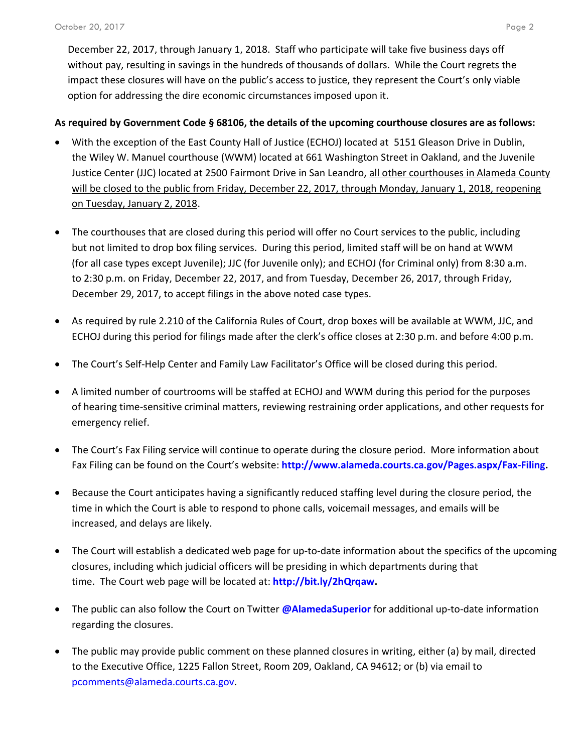December 22, 2017, through January 1, 2018. Staff who participate will take five business days off without pay, resulting in savings in the hundreds of thousands of dollars. While the Court regrets the impact these closures will have on the public's access to justice, they represent the Court's only viable option for addressing the dire economic circumstances imposed upon it.

**As required by Government Code § 68106, the details of the upcoming courthouse closures are as follows:**

- With the exception of the East County Hall of Justice (ECHOJ) located at 5151 Gleason Drive in Dublin, the Wiley W. Manuel courthouse (WWM) located at 661 Washington Street in Oakland, and the Juvenile Justice Center (JJC) located at 2500 Fairmont Drive in San Leandro, <u>all other courthouses in Alameda County will be closed to the public from Friday, December 22, 2017, through Monday, January 1, 2018, reopening on Tuesday, January 2, 2018</u>.

- The courthouses that are closed during this period will offer no Court services to the public, including but not limited to drop box filing services. During this period, limited staff will be on hand at WWM (for all case types except Juvenile); JJC (for Juvenile only); and ECHOJ (for Criminal only) from 8:30 a.m. to 2:30 p.m. on Friday, December 22, 2017, and from Tuesday, December 26, 2017, through Friday, December 29, 2017, to accept filings in the above noted case types.

- As required by rule 2.210 of the California Rules of Court, drop boxes will be available at WWM, JJC, and ECHOJ during this period for filings made after the clerk's office closes at 2:30 p.m. and before 4:00 p.m.

- The Court's Self-Help Center and Family Law Facilitator's Office will be closed during this period.

- A limited number of courtrooms will be staffed at ECHOJ and WWM during this period for the purposes of hearing time-sensitive criminal matters, reviewing restraining order applications, and other requests for emergency relief.

- The Court's Fax Filing service will continue to operate during the closure period. More information about Fax Filing can be found on the Court's website: **http://www.alameda.courts.ca.gov/Pages.aspx/Fax-Filing.**

- Because the Court anticipates having a significantly reduced staffing level during the closure period, the time in which the Court is able to respond to phone calls, voicemail messages, and emails will be increased, and delays are likely.

- The Court will establish a dedicated web page for up-to-date information about the specifics of the upcoming closures, including which judicial officers will be presiding in which departments during that time. The Court web page will be located at: **http://bit.ly/2hQrqaw.**

- The public can also follow the Court on Twitter **@AlamedaSuperior** for additional up-to-date information regarding the closures.

- The public may provide public comment on these planned closures in writing, either (a) by mail, directed to the Executive Office, 1225 Fallon Street, Room 209, Oakland, CA 94612; or (b) via email to pcomments@alameda.courts.ca.gov.